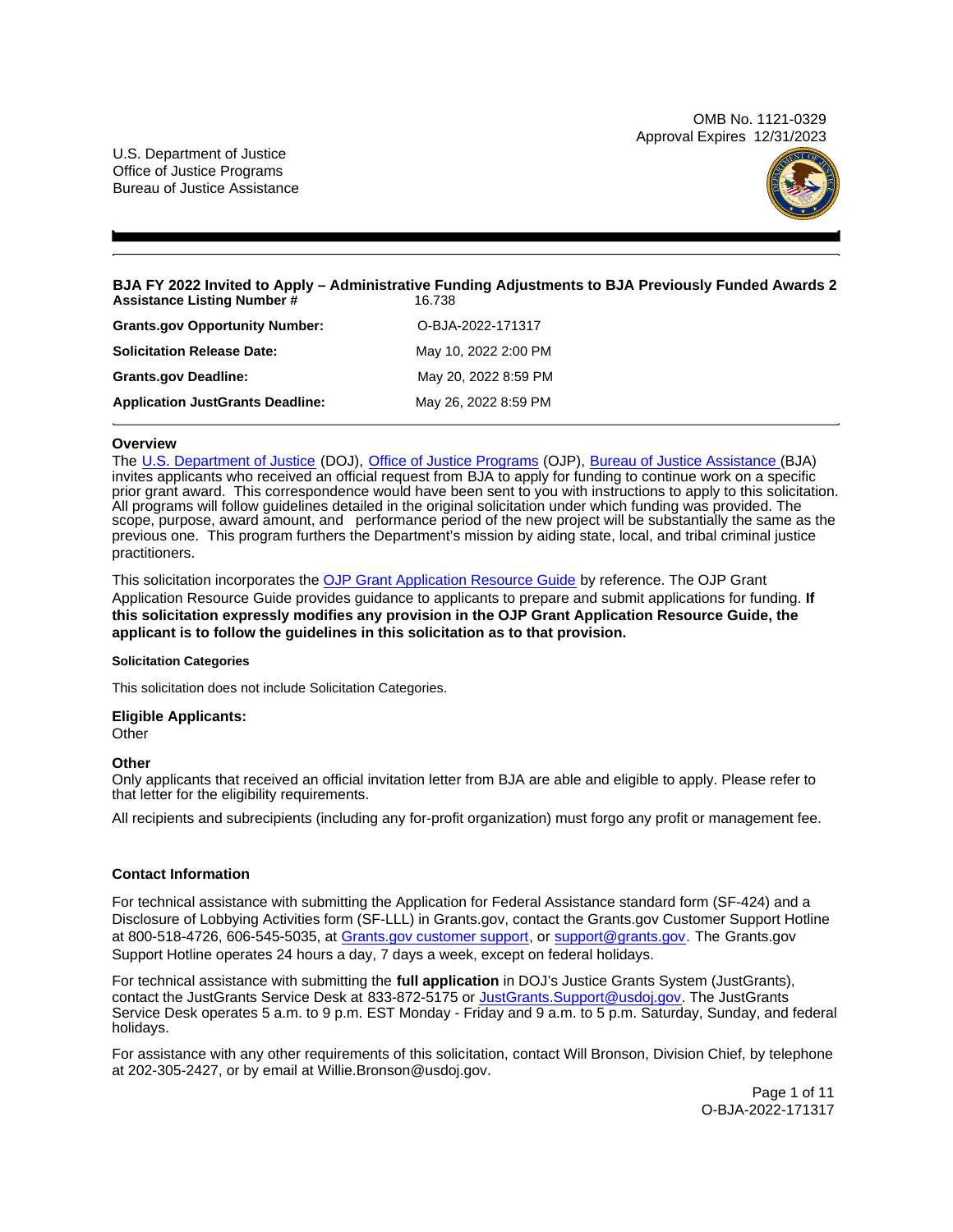OMB No. 1121-0329
Approval Expires 12/31/2023

U.S. Department of Justice
Office of Justice Programs
Bureau of Justice Assistance

# BJA FY 2022 Invited to Apply – Administrative Funding Adjustments to BJA Previously Funded Awards 2

| | |
|---|---|
| **Assistance Listing Number #** | 16.738 |
| **Grants.gov Opportunity Number:** | O-BJA-2022-171317 |
| **Solicitation Release Date:** | May 10, 2022 2:00 PM |
| **Grants.gov Deadline:** | May 20, 2022 8:59 PM |
| **Application JustGrants Deadline:** | May 26, 2022 8:59 PM |

### Overview

The U.S. Department of Justice (DOJ), Office of Justice Programs (OJP), Bureau of Justice Assistance (BJA) invites applicants who received an official request from BJA to apply for funding to continue work on a specific prior grant award. This correspondence would have been sent to you with instructions to apply to this solicitation. All programs will follow guidelines detailed in the original solicitation under which funding was provided. The scope, purpose, award amount, and performance period of the new project will be substantially the same as the previous one. This program furthers the Department's mission by aiding state, local, and tribal criminal justice practitioners.

This solicitation incorporates the OJP Grant Application Resource Guide by reference. The OJP Grant Application Resource Guide provides guidance to applicants to prepare and submit applications for funding. **If this solicitation expressly modifies any provision in the OJP Grant Application Resource Guide, the applicant is to follow the guidelines in this solicitation as to that provision.**

#### Solicitation Categories

This solicitation does not include Solicitation Categories.

### Eligible Applicants:

Other

### Other

Only applicants that received an official invitation letter from BJA are able and eligible to apply. Please refer to that letter for the eligibility requirements.

All recipients and subrecipients (including any for-profit organization) must forgo any profit or management fee.

### Contact Information

For technical assistance with submitting the Application for Federal Assistance standard form (SF-424) and a Disclosure of Lobbying Activities form (SF-LLL) in Grants.gov, contact the Grants.gov Customer Support Hotline at 800-518-4726, 606-545-5035, at Grants.gov customer support, or support@grants.gov. The Grants.gov Support Hotline operates 24 hours a day, 7 days a week, except on federal holidays.

For technical assistance with submitting the **full application** in DOJ's Justice Grants System (JustGrants), contact the JustGrants Service Desk at 833-872-5175 or JustGrants.Support@usdoj.gov. The JustGrants Service Desk operates 5 a.m. to 9 p.m. EST Monday - Friday and 9 a.m. to 5 p.m. Saturday, Sunday, and federal holidays.

For assistance with any other requirements of this solicitation, contact Will Bronson, Division Chief, by telephone at 202-305-2427, or by email at Willie.Bronson@usdoj.gov.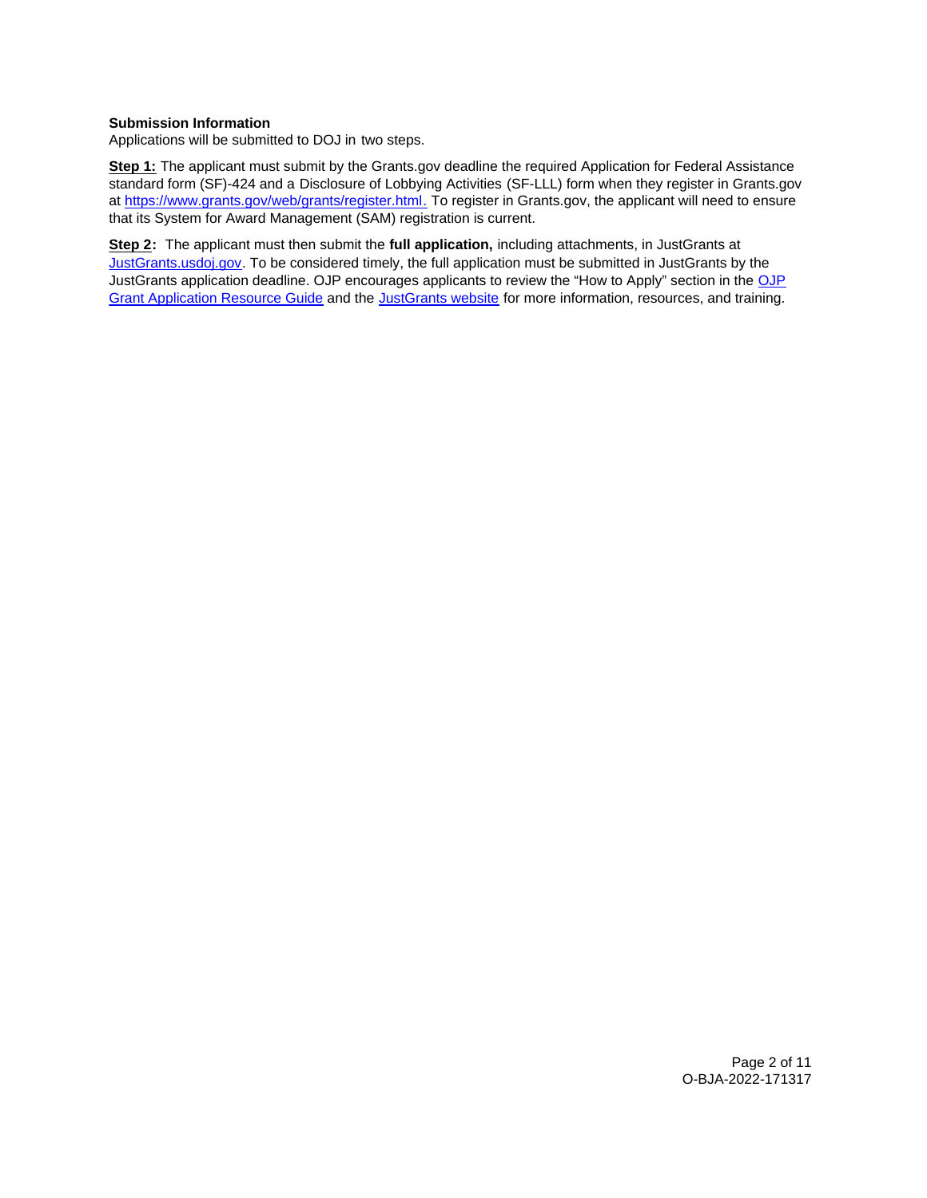**Submission Information**

Applications will be submitted to DOJ in two steps.

**Step 1:** The applicant must submit by the Grants.gov deadline the required Application for Federal Assistance standard form (SF)-424 and a Disclosure of Lobbying Activities (SF-LLL) form when they register in Grants.gov at [https://www.grants.gov/web/grants/register.html](https://www.grants.gov/web/grants/register.html). To register in Grants.gov, the applicant will need to ensure that its System for Award Management (SAM) registration is current.

**Step 2:** The applicant must then submit the **full application,** including attachments, in JustGrants at [JustGrants.usdoj.gov](https://justgrants.usdoj.gov). To be considered timely, the full application must be submitted in JustGrants by the JustGrants application deadline. OJP encourages applicants to review the "How to Apply" section in the [OJP Grant Application Resource Guide]() and the [JustGrants website]() for more information, resources, and training.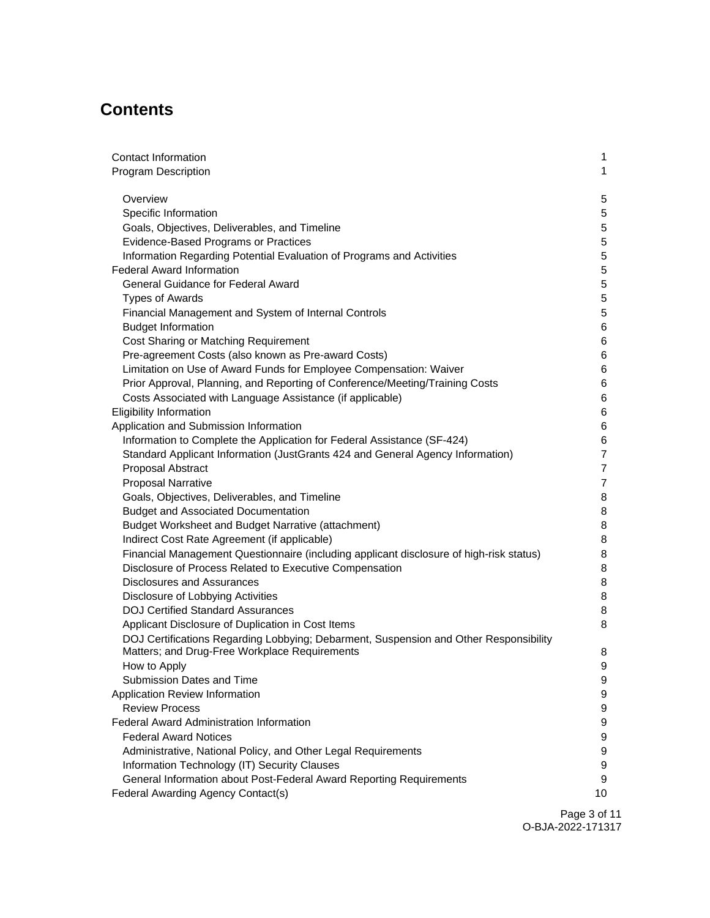# Contents

| | |
|---|---|
| Contact Information | 1 |
| Program Description | 1 |
| Overview | 5 |
| Specific Information | 5 |
| Goals, Objectives, Deliverables, and Timeline | 5 |
| Evidence-Based Programs or Practices | 5 |
| Information Regarding Potential Evaluation of Programs and Activities | 5 |
| Federal Award Information | 5 |
| General Guidance for Federal Award | 5 |
| Types of Awards | 5 |
| Financial Management and System of Internal Controls | 5 |
| Budget Information | 6 |
| Cost Sharing or Matching Requirement | 6 |
| Pre-agreement Costs (also known as Pre-award Costs) | 6 |
| Limitation on Use of Award Funds for Employee Compensation: Waiver | 6 |
| Prior Approval, Planning, and Reporting of Conference/Meeting/Training Costs | 6 |
| Costs Associated with Language Assistance (if applicable) | 6 |
| Eligibility Information | 6 |
| Application and Submission Information | 6 |
| Information to Complete the Application for Federal Assistance (SF-424) | 6 |
| Standard Applicant Information (JustGrants 424 and General Agency Information) | 7 |
| Proposal Abstract | 7 |
| Proposal Narrative | 7 |
| Goals, Objectives, Deliverables, and Timeline | 8 |
| Budget and Associated Documentation | 8 |
| Budget Worksheet and Budget Narrative (attachment) | 8 |
| Indirect Cost Rate Agreement (if applicable) | 8 |
| Financial Management Questionnaire (including applicant disclosure of high-risk status) | 8 |
| Disclosure of Process Related to Executive Compensation | 8 |
| Disclosures and Assurances | 8 |
| Disclosure of Lobbying Activities | 8 |
| DOJ Certified Standard Assurances | 8 |
| Applicant Disclosure of Duplication in Cost Items | 8 |
| DOJ Certifications Regarding Lobbying; Debarment, Suspension and Other Responsibility Matters; and Drug-Free Workplace Requirements | 8 |
| How to Apply | 9 |
| Submission Dates and Time | 9 |
| Application Review Information | 9 |
| Review Process | 9 |
| Federal Award Administration Information | 9 |
| Federal Award Notices | 9 |
| Administrative, National Policy, and Other Legal Requirements | 9 |
| Information Technology (IT) Security Clauses | 9 |
| General Information about Post-Federal Award Reporting Requirements | 9 |
| Federal Awarding Agency Contact(s) | 10 |

O-BJA-2022-171317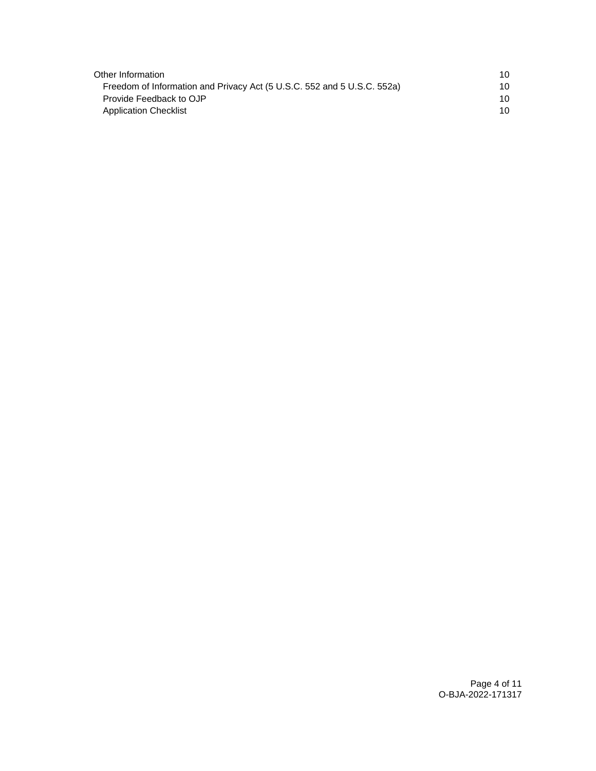| | |
|---|---|
| Other Information | 10 |
| Freedom of Information and Privacy Act (5 U.S.C. 552 and 5 U.S.C. 552a) | 10 |
| Provide Feedback to OJP | 10 |
| Application Checklist | 10 |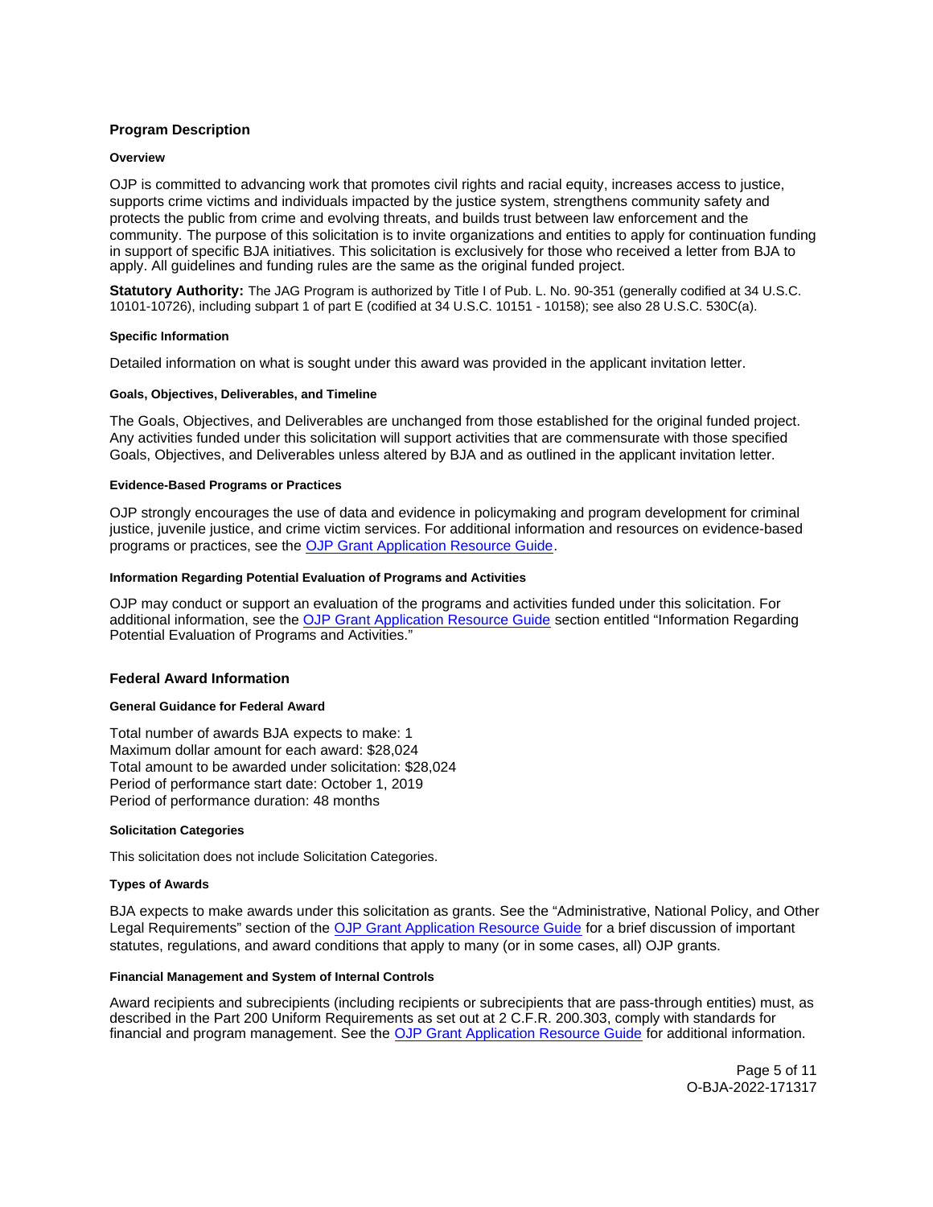## Program Description

### Overview

OJP is committed to advancing work that promotes civil rights and racial equity, increases access to justice, supports crime victims and individuals impacted by the justice system, strengthens community safety and protects the public from crime and evolving threats, and builds trust between law enforcement and the community. The purpose of this solicitation is to invite organizations and entities to apply for continuation funding in support of specific BJA initiatives. This solicitation is exclusively for those who received a letter from BJA to apply. All guidelines and funding rules are the same as the original funded project.

**Statutory Authority:** The JAG Program is authorized by Title I of Pub. L. No. 90-351 (generally codified at 34 U.S.C. 10101-10726), including subpart 1 of part E (codified at 34 U.S.C. 10151 - 10158); see also 28 U.S.C. 530C(a).

### Specific Information

Detailed information on what is sought under this award was provided in the applicant invitation letter.

### Goals, Objectives, Deliverables, and Timeline

The Goals, Objectives, and Deliverables are unchanged from those established for the original funded project. Any activities funded under this solicitation will support activities that are commensurate with those specified Goals, Objectives, and Deliverables unless altered by BJA and as outlined in the applicant invitation letter.

### Evidence-Based Programs or Practices

OJP strongly encourages the use of data and evidence in policymaking and program development for criminal justice, juvenile justice, and crime victim services. For additional information and resources on evidence-based programs or practices, see the OJP Grant Application Resource Guide.

### Information Regarding Potential Evaluation of Programs and Activities

OJP may conduct or support an evaluation of the programs and activities funded under this solicitation. For additional information, see the OJP Grant Application Resource Guide section entitled "Information Regarding Potential Evaluation of Programs and Activities."

## Federal Award Information

### General Guidance for Federal Award

Total number of awards BJA expects to make: 1
Maximum dollar amount for each award: $28,024
Total amount to be awarded under solicitation: $28,024
Period of performance start date: October 1, 2019
Period of performance duration: 48 months

### Solicitation Categories

This solicitation does not include Solicitation Categories.

### Types of Awards

BJA expects to make awards under this solicitation as grants. See the "Administrative, National Policy, and Other Legal Requirements" section of the OJP Grant Application Resource Guide for a brief discussion of important statutes, regulations, and award conditions that apply to many (or in some cases, all) OJP grants.

### Financial Management and System of Internal Controls

Award recipients and subrecipients (including recipients or subrecipients that are pass-through entities) must, as described in the Part 200 Uniform Requirements as set out at 2 C.F.R. 200.303, comply with standards for financial and program management. See the OJP Grant Application Resource Guide for additional information.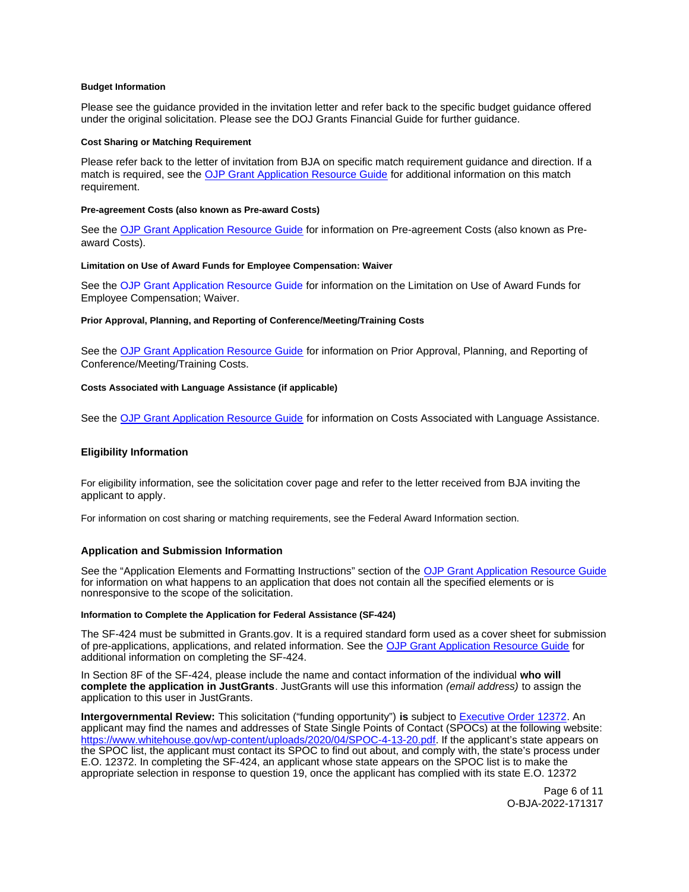#### Budget Information

Please see the guidance provided in the invitation letter and refer back to the specific budget guidance offered under the original solicitation. Please see the DOJ Grants Financial Guide for further guidance.

#### Cost Sharing or Matching Requirement

Please refer back to the letter of invitation from BJA on specific match requirement guidance and direction. If a match is required, see the OJP Grant Application Resource Guide for additional information on this match requirement.

#### Pre-agreement Costs (also known as Pre-award Costs)

See the OJP Grant Application Resource Guide for information on Pre-agreement Costs (also known as Pre-award Costs).

#### Limitation on Use of Award Funds for Employee Compensation: Waiver

See the OJP Grant Application Resource Guide for information on the Limitation on Use of Award Funds for Employee Compensation; Waiver.

#### Prior Approval, Planning, and Reporting of Conference/Meeting/Training Costs

See the OJP Grant Application Resource Guide for information on Prior Approval, Planning, and Reporting of Conference/Meeting/Training Costs.

#### Costs Associated with Language Assistance (if applicable)

See the OJP Grant Application Resource Guide for information on Costs Associated with Language Assistance.

### Eligibility Information

For eligibility information, see the solicitation cover page and refer to the letter received from BJA inviting the applicant to apply.

For information on cost sharing or matching requirements, see the Federal Award Information section.

### Application and Submission Information

See the "Application Elements and Formatting Instructions" section of the OJP Grant Application Resource Guide for information on what happens to an application that does not contain all the specified elements or is nonresponsive to the scope of the solicitation.

#### Information to Complete the Application for Federal Assistance (SF-424)

The SF-424 must be submitted in Grants.gov. It is a required standard form used as a cover sheet for submission of pre-applications, applications, and related information. See the OJP Grant Application Resource Guide for additional information on completing the SF-424.

In Section 8F of the SF-424, please include the name and contact information of the individual **who will complete the application in JustGrants**. JustGrants will use this information *(email address)* to assign the application to this user in JustGrants.

**Intergovernmental Review:** This solicitation ("funding opportunity") **is** subject to Executive Order 12372. An applicant may find the names and addresses of State Single Points of Contact (SPOCs) at the following website: https://www.whitehouse.gov/wp-content/uploads/2020/04/SPOC-4-13-20.pdf. If the applicant's state appears on the SPOC list, the applicant must contact its SPOC to find out about, and comply with, the state's process under E.O. 12372. In completing the SF-424, an applicant whose state appears on the SPOC list is to make the appropriate selection in response to question 19, once the applicant has complied with its state E.O. 12372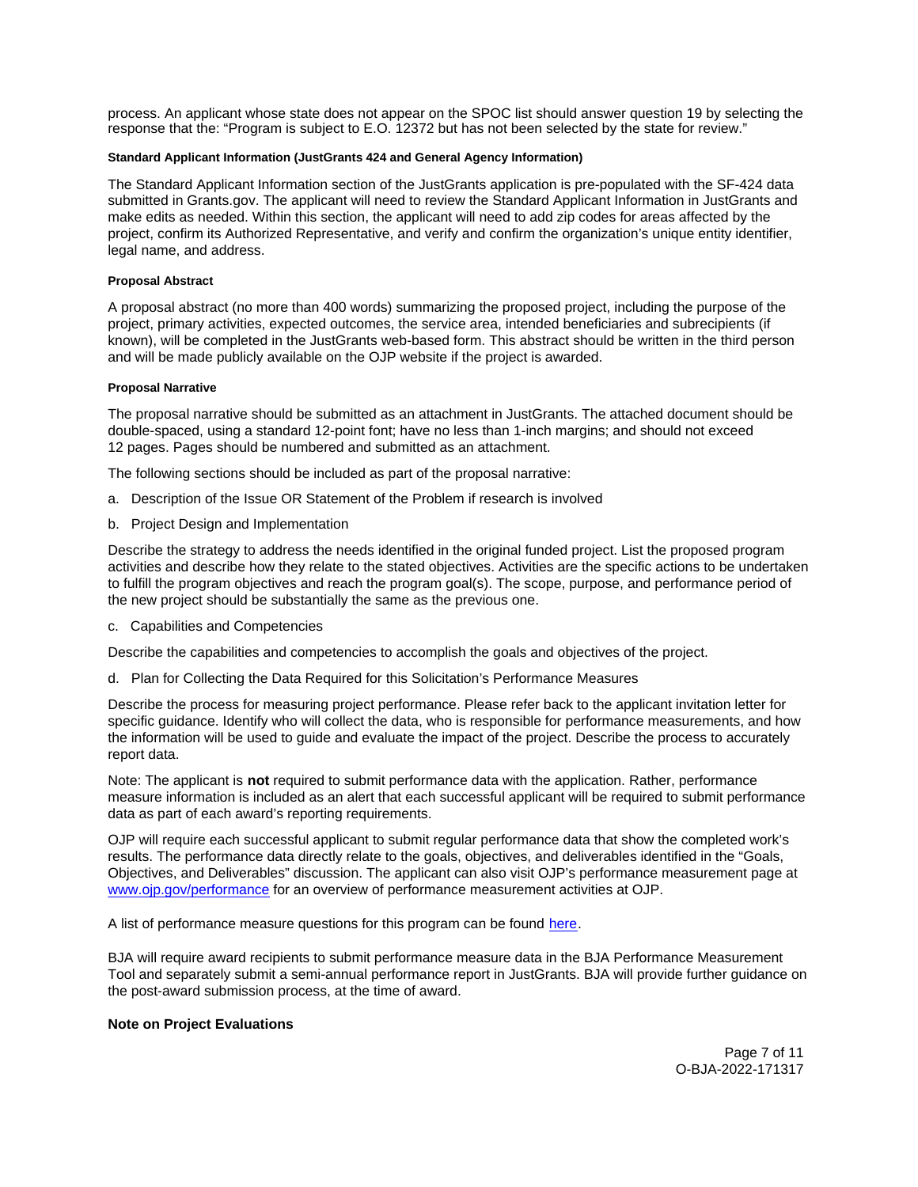process. An applicant whose state does not appear on the SPOC list should answer question 19 by selecting the response that the: "Program is subject to E.O. 12372 but has not been selected by the state for review."

#### Standard Applicant Information (JustGrants 424 and General Agency Information)

The Standard Applicant Information section of the JustGrants application is pre-populated with the SF-424 data submitted in Grants.gov. The applicant will need to review the Standard Applicant Information in JustGrants and make edits as needed. Within this section, the applicant will need to add zip codes for areas affected by the project, confirm its Authorized Representative, and verify and confirm the organization's unique entity identifier, legal name, and address.

#### Proposal Abstract

A proposal abstract (no more than 400 words) summarizing the proposed project, including the purpose of the project, primary activities, expected outcomes, the service area, intended beneficiaries and subrecipients (if known), will be completed in the JustGrants web-based form. This abstract should be written in the third person and will be made publicly available on the OJP website if the project is awarded.

#### Proposal Narrative

The proposal narrative should be submitted as an attachment in JustGrants. The attached document should be double-spaced, using a standard 12-point font; have no less than 1-inch margins; and should not exceed 12 pages. Pages should be numbered and submitted as an attachment.

The following sections should be included as part of the proposal narrative:

a. Description of the Issue OR Statement of the Problem if research is involved

b. Project Design and Implementation

Describe the strategy to address the needs identified in the original funded project. List the proposed program activities and describe how they relate to the stated objectives. Activities are the specific actions to be undertaken to fulfill the program objectives and reach the program goal(s). The scope, purpose, and performance period of the new project should be substantially the same as the previous one.

c. Capabilities and Competencies

Describe the capabilities and competencies to accomplish the goals and objectives of the project.

d. Plan for Collecting the Data Required for this Solicitation's Performance Measures

Describe the process for measuring project performance. Please refer back to the applicant invitation letter for specific guidance. Identify who will collect the data, who is responsible for performance measurements, and how the information will be used to guide and evaluate the impact of the project. Describe the process to accurately report data.

Note: The applicant is **not** required to submit performance data with the application. Rather, performance measure information is included as an alert that each successful applicant will be required to submit performance data as part of each award's reporting requirements.

OJP will require each successful applicant to submit regular performance data that show the completed work's results. The performance data directly relate to the goals, objectives, and deliverables identified in the "Goals, Objectives, and Deliverables" discussion. The applicant can also visit OJP's performance measurement page at [www.ojp.gov/performance](www.ojp.gov/performance) for an overview of performance measurement activities at OJP.

A list of performance measure questions for this program can be found here.

BJA will require award recipients to submit performance measure data in the BJA Performance Measurement Tool and separately submit a semi-annual performance report in JustGrants. BJA will provide further guidance on the post-award submission process, at the time of award.

### Note on Project Evaluations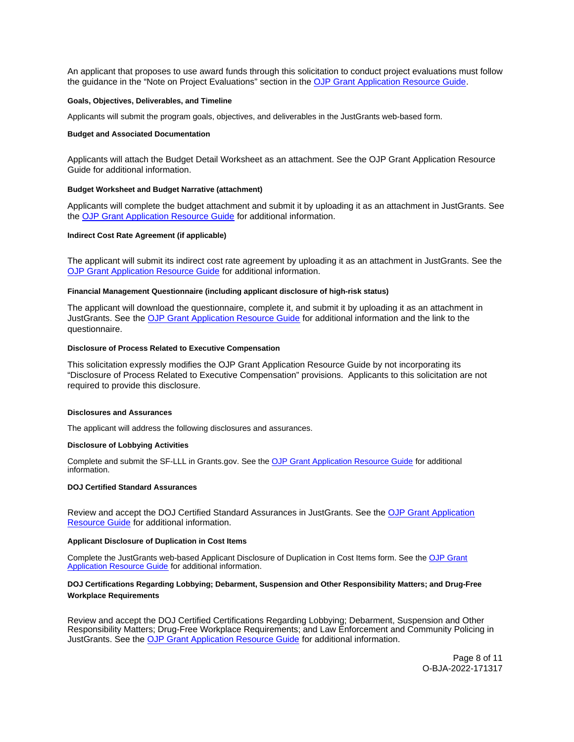An applicant that proposes to use award funds through this solicitation to conduct project evaluations must follow the guidance in the "Note on Project Evaluations" section in the OJP Grant Application Resource Guide.

#### Goals, Objectives, Deliverables, and Timeline

Applicants will submit the program goals, objectives, and deliverables in the JustGrants web-based form.

#### Budget and Associated Documentation

Applicants will attach the Budget Detail Worksheet as an attachment. See the OJP Grant Application Resource Guide for additional information.

#### Budget Worksheet and Budget Narrative (attachment)

Applicants will complete the budget attachment and submit it by uploading it as an attachment in JustGrants. See the OJP Grant Application Resource Guide for additional information.

#### Indirect Cost Rate Agreement (if applicable)

The applicant will submit its indirect cost rate agreement by uploading it as an attachment in JustGrants. See the OJP Grant Application Resource Guide for additional information.

#### Financial Management Questionnaire (including applicant disclosure of high-risk status)

The applicant will download the questionnaire, complete it, and submit it by uploading it as an attachment in JustGrants. See the OJP Grant Application Resource Guide for additional information and the link to the questionnaire.

#### Disclosure of Process Related to Executive Compensation

This solicitation expressly modifies the OJP Grant Application Resource Guide by not incorporating its "Disclosure of Process Related to Executive Compensation" provisions. Applicants to this solicitation are not required to provide this disclosure.

#### Disclosures and Assurances

The applicant will address the following disclosures and assurances.

#### Disclosure of Lobbying Activities

Complete and submit the SF-LLL in Grants.gov. See the OJP Grant Application Resource Guide for additional information.

#### DOJ Certified Standard Assurances

Review and accept the DOJ Certified Standard Assurances in JustGrants. See the OJP Grant Application Resource Guide for additional information.

#### Applicant Disclosure of Duplication in Cost Items

Complete the JustGrants web-based Applicant Disclosure of Duplication in Cost Items form. See the OJP Grant Application Resource Guide for additional information.

#### DOJ Certifications Regarding Lobbying; Debarment, Suspension and Other Responsibility Matters; and Drug-Free Workplace Requirements

Review and accept the DOJ Certified Certifications Regarding Lobbying; Debarment, Suspension and Other Responsibility Matters; Drug-Free Workplace Requirements; and Law Enforcement and Community Policing in JustGrants. See the OJP Grant Application Resource Guide for additional information.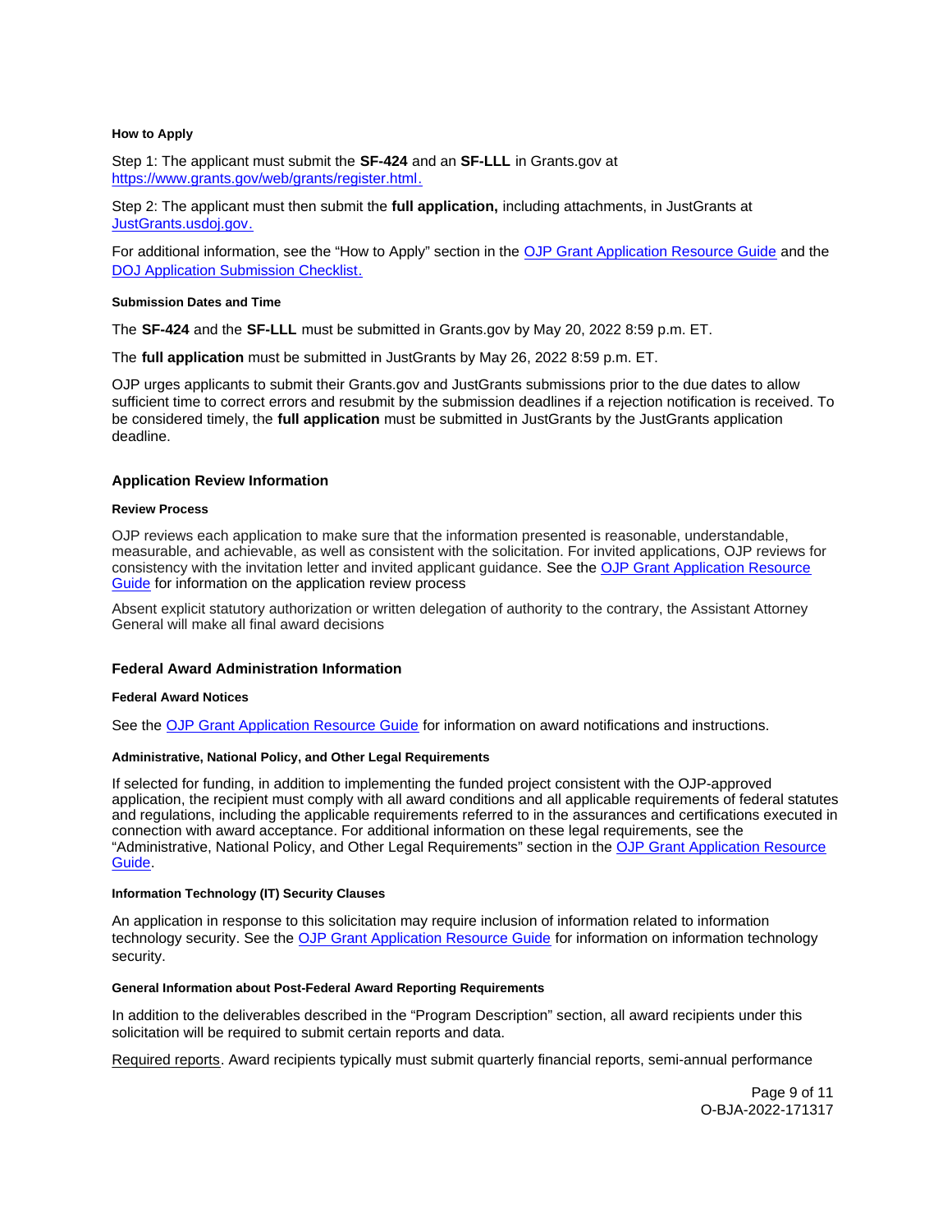#### How to Apply

Step 1: The applicant must submit the **SF-424** and an **SF-LLL** in Grants.gov at [https://www.grants.gov/web/grants/register.html.](https://www.grants.gov/web/grants/register.html)

Step 2: The applicant must then submit the **full application,** including attachments, in JustGrants at [JustGrants.usdoj.gov.](https://justgrants.usdoj.gov)

For additional information, see the "How to Apply" section in the OJP Grant Application Resource Guide and the DOJ Application Submission Checklist.

#### Submission Dates and Time

The **SF-424** and the **SF-LLL** must be submitted in Grants.gov by May 20, 2022 8:59 p.m. ET.

The **full application** must be submitted in JustGrants by May 26, 2022 8:59 p.m. ET.

OJP urges applicants to submit their Grants.gov and JustGrants submissions prior to the due dates to allow sufficient time to correct errors and resubmit by the submission deadlines if a rejection notification is received. To be considered timely, the **full application** must be submitted in JustGrants by the JustGrants application deadline.

### Application Review Information

#### Review Process

OJP reviews each application to make sure that the information presented is reasonable, understandable, measurable, and achievable, as well as consistent with the solicitation. For invited applications, OJP reviews for consistency with the invitation letter and invited applicant guidance. See the OJP Grant Application Resource Guide for information on the application review process

Absent explicit statutory authorization or written delegation of authority to the contrary, the Assistant Attorney General will make all final award decisions

### Federal Award Administration Information

#### Federal Award Notices

See the OJP Grant Application Resource Guide for information on award notifications and instructions.

#### Administrative, National Policy, and Other Legal Requirements

If selected for funding, in addition to implementing the funded project consistent with the OJP-approved application, the recipient must comply with all award conditions and all applicable requirements of federal statutes and regulations, including the applicable requirements referred to in the assurances and certifications executed in connection with award acceptance. For additional information on these legal requirements, see the "Administrative, National Policy, and Other Legal Requirements" section in the OJP Grant Application Resource Guide.

#### Information Technology (IT) Security Clauses

An application in response to this solicitation may require inclusion of information related to information technology security. See the OJP Grant Application Resource Guide for information on information technology security.

#### General Information about Post-Federal Award Reporting Requirements

In addition to the deliverables described in the "Program Description" section, all award recipients under this solicitation will be required to submit certain reports and data.

Required reports. Award recipients typically must submit quarterly financial reports, semi-annual performance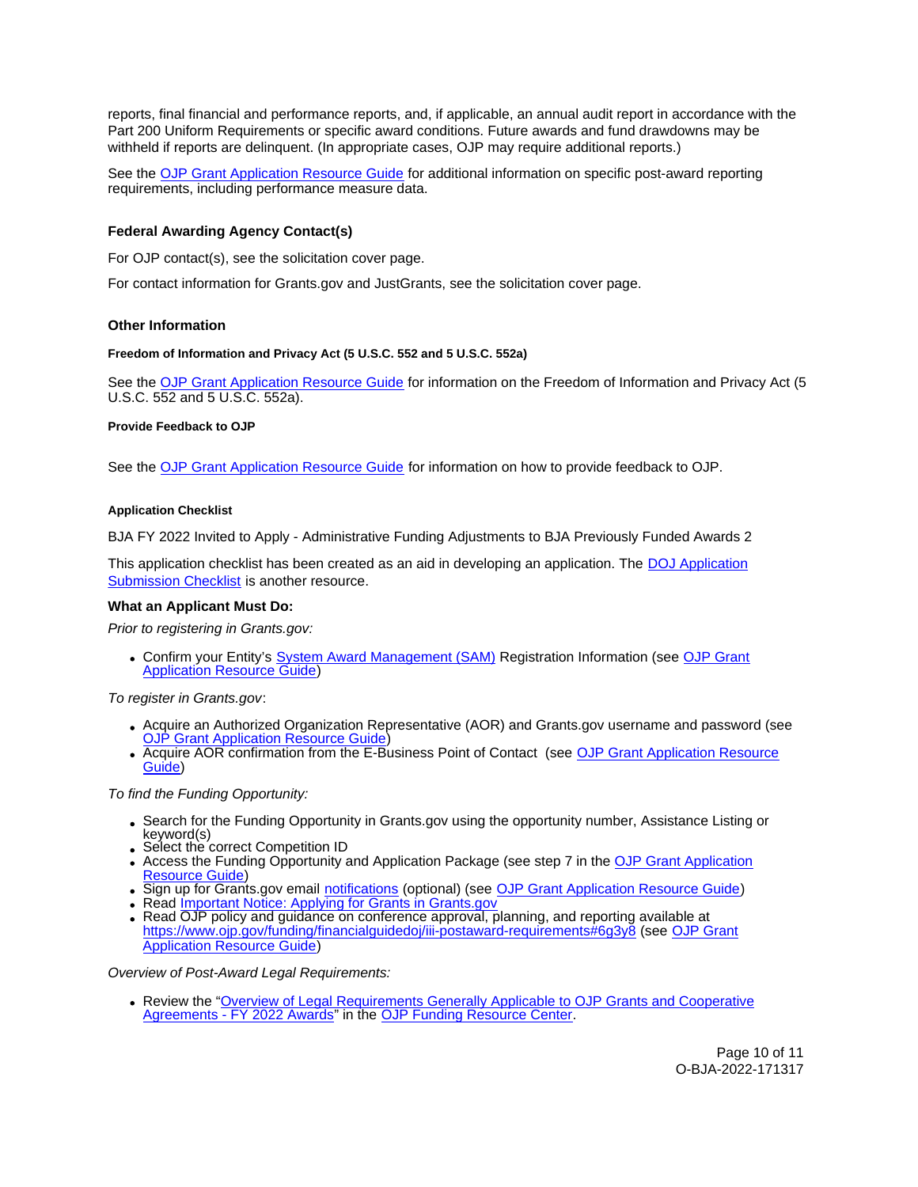reports, final financial and performance reports, and, if applicable, an annual audit report in accordance with the Part 200 Uniform Requirements or specific award conditions. Future awards and fund drawdowns may be withheld if reports are delinquent. (In appropriate cases, OJP may require additional reports.)

See the OJP Grant Application Resource Guide for additional information on specific post-award reporting requirements, including performance measure data.

### Federal Awarding Agency Contact(s)

For OJP contact(s), see the solicitation cover page.

For contact information for Grants.gov and JustGrants, see the solicitation cover page.

### Other Information

#### Freedom of Information and Privacy Act (5 U.S.C. 552 and 5 U.S.C. 552a)

See the OJP Grant Application Resource Guide for information on the Freedom of Information and Privacy Act (5 U.S.C. 552 and 5 U.S.C. 552a).

#### Provide Feedback to OJP

See the OJP Grant Application Resource Guide for information on how to provide feedback to OJP.

#### Application Checklist

BJA FY 2022 Invited to Apply - Administrative Funding Adjustments to BJA Previously Funded Awards 2

This application checklist has been created as an aid in developing an application. The DOJ Application Submission Checklist is another resource.

### What an Applicant Must Do:

*Prior to registering in Grants.gov:*

- Confirm your Entity's System Award Management (SAM) Registration Information (see OJP Grant Application Resource Guide)

*To register in Grants.gov*:

- Acquire an Authorized Organization Representative (AOR) and Grants.gov username and password (see OJP Grant Application Resource Guide)
- Acquire AOR confirmation from the E-Business Point of Contact (see OJP Grant Application Resource Guide)

*To find the Funding Opportunity:*

- Search for the Funding Opportunity in Grants.gov using the opportunity number, Assistance Listing or keyword(s)
- Select the correct Competition ID
- Access the Funding Opportunity and Application Package (see step 7 in the OJP Grant Application Resource Guide)
- Sign up for Grants.gov email notifications (optional) (see OJP Grant Application Resource Guide)
- Read Important Notice: Applying for Grants in Grants.gov
- Read OJP policy and guidance on conference approval, planning, and reporting available at https://www.ojp.gov/funding/financialguidedoj/iii-postaward-requirements#6g3y8 (see OJP Grant Application Resource Guide)

*Overview of Post-Award Legal Requirements:*

- Review the "Overview of Legal Requirements Generally Applicable to OJP Grants and Cooperative Agreements - FY 2022 Awards" in the OJP Funding Resource Center.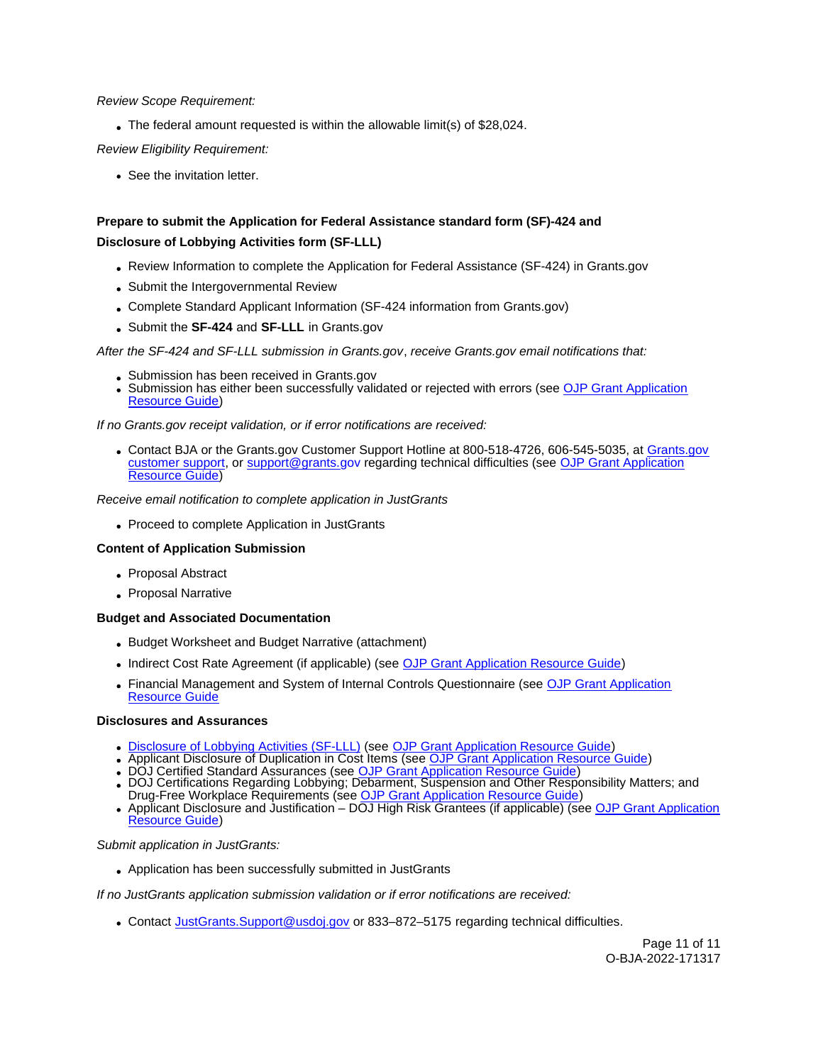*Review Scope Requirement:*

- The federal amount requested is within the allowable limit(s) of $28,024.

*Review Eligibility Requirement:*

- See the invitation letter.

**Prepare to submit the Application for Federal Assistance standard form (SF)-424 and Disclosure of Lobbying Activities form (SF-LLL)**

- Review Information to complete the Application for Federal Assistance (SF-424) in Grants.gov
- Submit the Intergovernmental Review
- Complete Standard Applicant Information (SF-424 information from Grants.gov)
- Submit the **SF-424** and **SF-LLL** in Grants.gov

*After the SF-424 and SF-LLL submission in Grants.gov*, *receive Grants.gov email notifications that:*

- Submission has been received in Grants.gov
- Submission has either been successfully validated or rejected with errors (see OJP Grant Application Resource Guide)

*If no Grants.gov receipt validation, or if error notifications are received:*

- Contact BJA or the Grants.gov Customer Support Hotline at 800-518-4726, 606-545-5035, at Grants.gov customer support, or support@grants.gov regarding technical difficulties (see OJP Grant Application Resource Guide)

*Receive email notification to complete application in JustGrants*

- Proceed to complete Application in JustGrants

**Content of Application Submission**

- Proposal Abstract
- Proposal Narrative

**Budget and Associated Documentation**

- Budget Worksheet and Budget Narrative (attachment)
- Indirect Cost Rate Agreement (if applicable) (see OJP Grant Application Resource Guide)
- Financial Management and System of Internal Controls Questionnaire (see OJP Grant Application Resource Guide

**Disclosures and Assurances**

- Disclosure of Lobbying Activities (SF-LLL) (see OJP Grant Application Resource Guide)
- Applicant Disclosure of Duplication in Cost Items (see OJP Grant Application Resource Guide)
- DOJ Certified Standard Assurances (see OJP Grant Application Resource Guide)
- DOJ Certifications Regarding Lobbying; Debarment, Suspension and Other Responsibility Matters; and Drug-Free Workplace Requirements (see OJP Grant Application Resource Guide)
- Applicant Disclosure and Justification – DOJ High Risk Grantees (if applicable) (see OJP Grant Application Resource Guide)

*Submit application in JustGrants:*

- Application has been successfully submitted in JustGrants

*If no JustGrants application submission validation or if error notifications are received:*

- Contact JustGrants.Support@usdoj.gov or 833–872–5175 regarding technical difficulties.

O-BJA-2022-171317